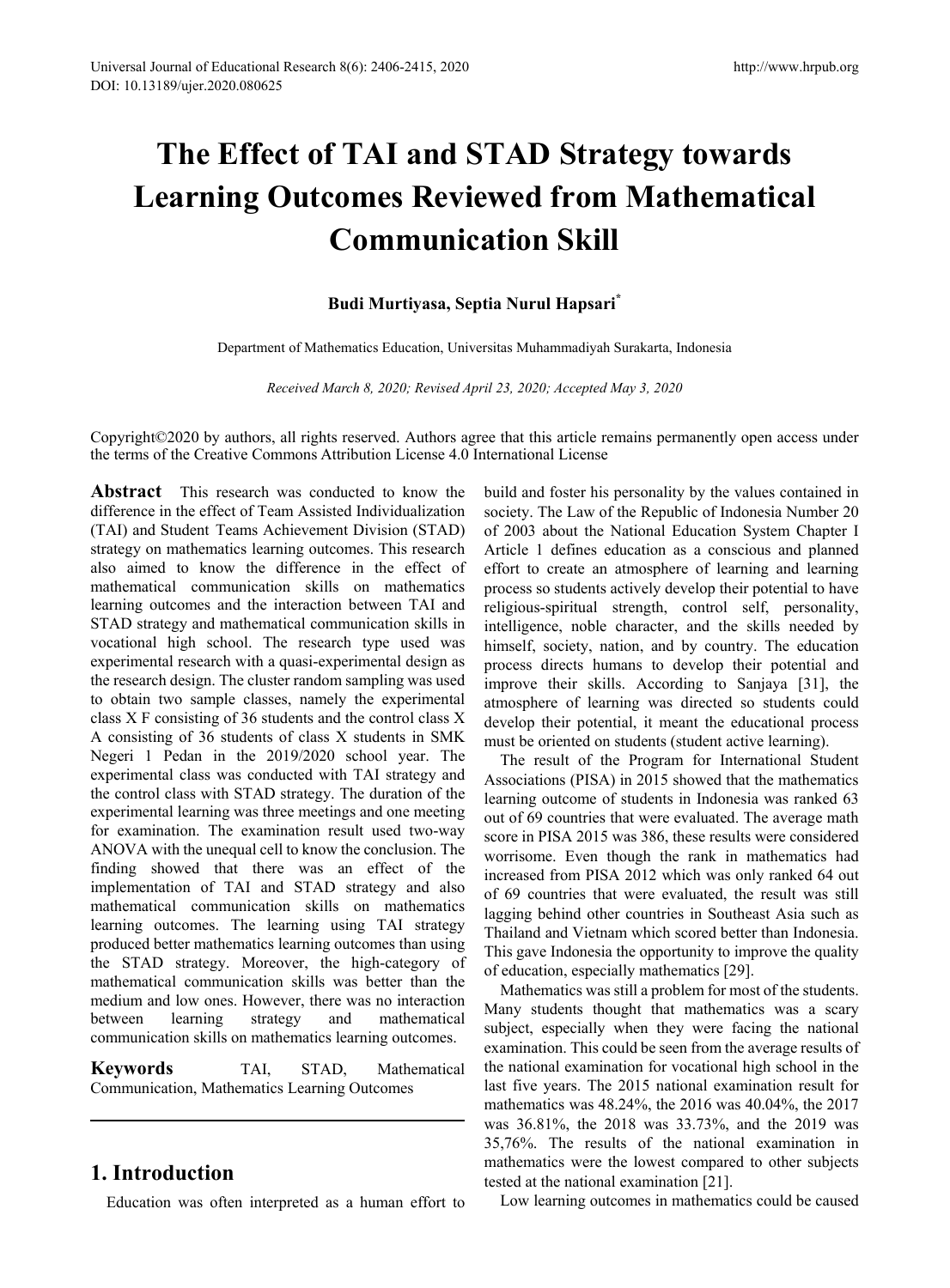# The Effect of TAI and STAD Strategy towards Learning Outcomes Reviewed from Mathematical Communication Skill

**Budi Murtiyasa, Septia Nurul Hapsari***

Department of Mathematics Education, Universitas Muhammadiyah Surakarta, Indonesia

*Received March 8, 2020; Revised April 23, 2020; Accepted May 3, 2020*

Copyright©2020 by authors, all rights reserved. Authors agree that this article remains permanently open access under the terms of the Creative Commons Attribution License 4.0 International License

**Abstract** This research was conducted to know the difference in the effect of Team Assisted Individualization (TAI) and Student Teams Achievement Division (STAD) strategy on mathematics learning outcomes. This research also aimed to know the difference in the effect of mathematical communication skills on mathematics learning outcomes and the interaction between TAI and STAD strategy and mathematical communication skills in vocational high school. The research type used was experimental research with a quasi-experimental design as the research design. The cluster random sampling was used to obtain two sample classes, namely the experimental class X F consisting of 36 students and the control class X A consisting of 36 students of class X students in SMK Negeri 1 Pedan in the 2019/2020 school year. The experimental class was conducted with TAI strategy and the control class with STAD strategy. The duration of the experimental learning was three meetings and one meeting for examination. The examination result used two-way ANOVA with the unequal cell to know the conclusion. The finding showed that there was an effect of the implementation of TAI and STAD strategy and also mathematical communication skills on mathematics learning outcomes. The learning using TAI strategy produced better mathematics learning outcomes than using the STAD strategy. Moreover, the high-category of mathematical communication skills was better than the medium and low ones. However, there was no interaction between learning strategy and mathematical communication skills on mathematics learning outcomes.

**Keywords** TAI, STAD, Mathematical Communication, Mathematics Learning Outcomes

## 1. Introduction

Education was often interpreted as a human effort to build and foster his personality by the values contained in society. The Law of the Republic of Indonesia Number 20 of 2003 about the National Education System Chapter I Article 1 defines education as a conscious and planned effort to create an atmosphere of learning and learning process so students actively develop their potential to have religious-spiritual strength, control self, personality, intelligence, noble character, and the skills needed by himself, society, nation, and by country. The education process directs humans to develop their potential and improve their skills. According to Sanjaya [31], the atmosphere of learning was directed so students could develop their potential, it meant the educational process must be oriented on students (student active learning).

The result of the Program for International Student Associations (PISA) in 2015 showed that the mathematics learning outcome of students in Indonesia was ranked 63 out of 69 countries that were evaluated. The average math score in PISA 2015 was 386, these results were considered worrisome. Even though the rank in mathematics had increased from PISA 2012 which was only ranked 64 out of 69 countries that were evaluated, the result was still lagging behind other countries in Southeast Asia such as Thailand and Vietnam which scored better than Indonesia. This gave Indonesia the opportunity to improve the quality of education, especially mathematics [29].

Mathematics was still a problem for most of the students. Many students thought that mathematics was a scary subject, especially when they were facing the national examination. This could be seen from the average results of the national examination for vocational high school in the last five years. The 2015 national examination result for mathematics was 48.24%, the 2016 was 40.04%, the 2017 was 36.81%, the 2018 was 33.73%, and the 2019 was 35,76%. The results of the national examination in mathematics were the lowest compared to other subjects tested at the national examination [21].

Low learning outcomes in mathematics could be caused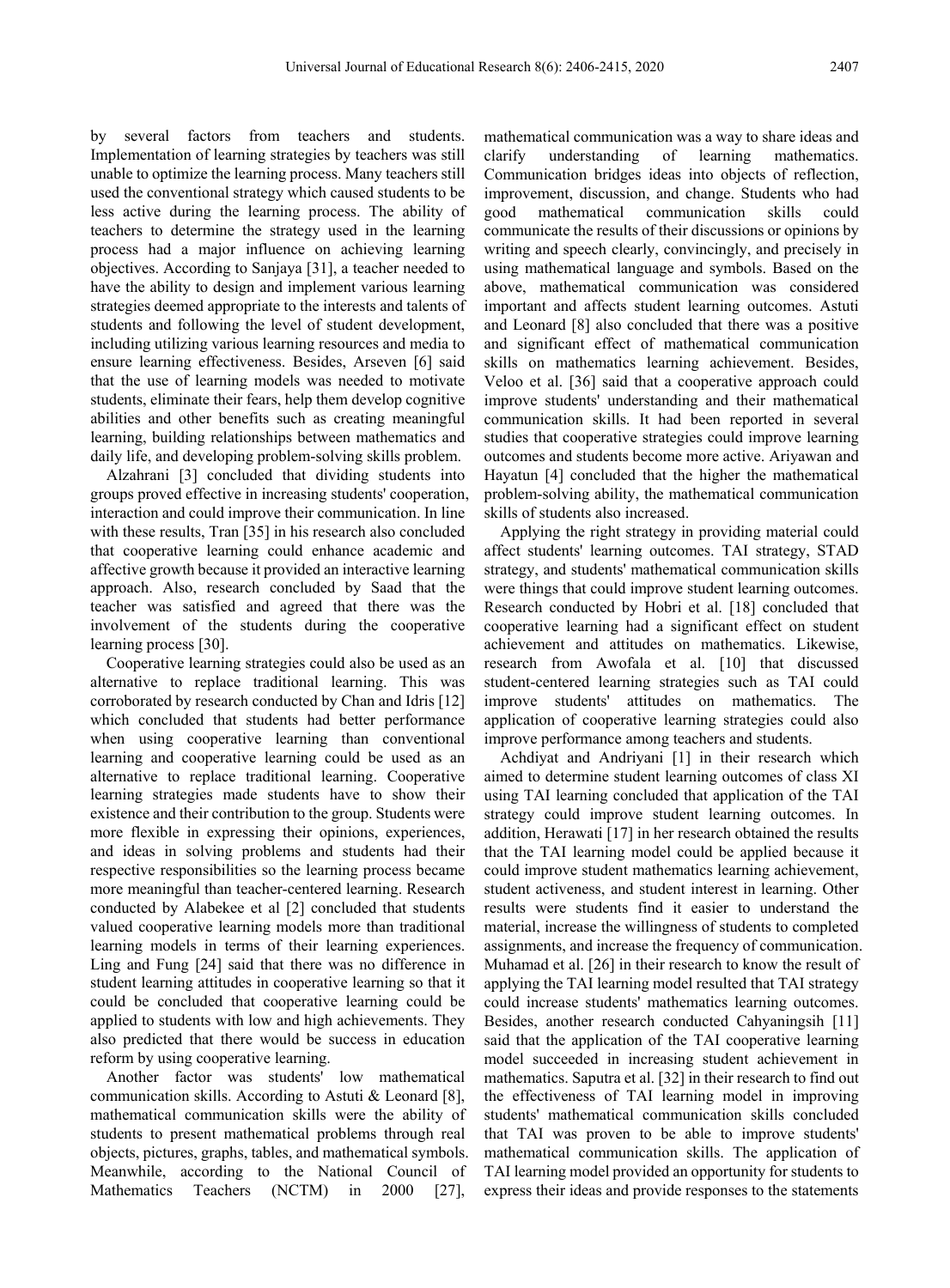by several factors from teachers and students. Implementation of learning strategies by teachers was still unable to optimize the learning process. Many teachers still used the conventional strategy which caused students to be less active during the learning process. The ability of teachers to determine the strategy used in the learning process had a major influence on achieving learning objectives. According to Sanjaya [31], a teacher needed to have the ability to design and implement various learning strategies deemed appropriate to the interests and talents of students and following the level of student development, including utilizing various learning resources and media to ensure learning effectiveness. Besides, Arseven [6] said that the use of learning models was needed to motivate students, eliminate their fears, help them develop cognitive abilities and other benefits such as creating meaningful learning, building relationships between mathematics and daily life, and developing problem-solving skills problem.

Alzahrani [3] concluded that dividing students into groups proved effective in increasing students' cooperation, interaction and could improve their communication. In line with these results, Tran [35] in his research also concluded that cooperative learning could enhance academic and affective growth because it provided an interactive learning approach. Also, research concluded by Saad that the teacher was satisfied and agreed that there was the involvement of the students during the cooperative learning process [30].

Cooperative learning strategies could also be used as an alternative to replace traditional learning. This was corroborated by research conducted by Chan and Idris [12] which concluded that students had better performance when using cooperative learning than conventional learning and cooperative learning could be used as an alternative to replace traditional learning. Cooperative learning strategies made students have to show their existence and their contribution to the group. Students were more flexible in expressing their opinions, experiences, and ideas in solving problems and students had their respective responsibilities so the learning process became more meaningful than teacher-centered learning. Research conducted by Alabekee et al [2] concluded that students valued cooperative learning models more than traditional learning models in terms of their learning experiences. Ling and Fung [24] said that there was no difference in student learning attitudes in cooperative learning so that it could be concluded that cooperative learning could be applied to students with low and high achievements. They also predicted that there would be success in education reform by using cooperative learning.

Another factor was students' low mathematical communication skills. According to Astuti & Leonard [8], mathematical communication skills were the ability of students to present mathematical problems through real objects, pictures, graphs, tables, and mathematical symbols. Meanwhile, according to the National Council of Mathematics Teachers (NCTM) in 2000 [27], mathematical communication was a way to share ideas and clarify understanding of learning mathematics. Communication bridges ideas into objects of reflection, improvement, discussion, and change. Students who had good mathematical communication skills could communicate the results of their discussions or opinions by writing and speech clearly, convincingly, and precisely in using mathematical language and symbols. Based on the above, mathematical communication was considered important and affects student learning outcomes. Astuti and Leonard [8] also concluded that there was a positive and significant effect of mathematical communication skills on mathematics learning achievement. Besides, Veloo et al. [36] said that a cooperative approach could improve students' understanding and their mathematical communication skills. It had been reported in several studies that cooperative strategies could improve learning outcomes and students become more active. Ariyawan and Hayatun [4] concluded that the higher the mathematical problem-solving ability, the mathematical communication skills of students also increased.

Applying the right strategy in providing material could affect students' learning outcomes. TAI strategy, STAD strategy, and students' mathematical communication skills were things that could improve student learning outcomes. Research conducted by Hobri et al. [18] concluded that cooperative learning had a significant effect on student achievement and attitudes on mathematics. Likewise, research from Awofala et al. [10] that discussed student-centered learning strategies such as TAI could improve students' attitudes on mathematics. The application of cooperative learning strategies could also improve performance among teachers and students.

Achdiyat and Andriyani [1] in their research which aimed to determine student learning outcomes of class XI using TAI learning concluded that application of the TAI strategy could improve student learning outcomes. In addition, Herawati [17] in her research obtained the results that the TAI learning model could be applied because it could improve student mathematics learning achievement, student activeness, and student interest in learning. Other results were students find it easier to understand the material, increase the willingness of students to completed assignments, and increase the frequency of communication. Muhamad et al. [26] in their research to know the result of applying the TAI learning model resulted that TAI strategy could increase students' mathematics learning outcomes. Besides, another research conducted Cahyaningsih [11] said that the application of the TAI cooperative learning model succeeded in increasing student achievement in mathematics. Saputra et al. [32] in their research to find out the effectiveness of TAI learning model in improving students' mathematical communication skills concluded that TAI was proven to be able to improve students' mathematical communication skills. The application of TAI learning model provided an opportunity for students to express their ideas and provide responses to the statements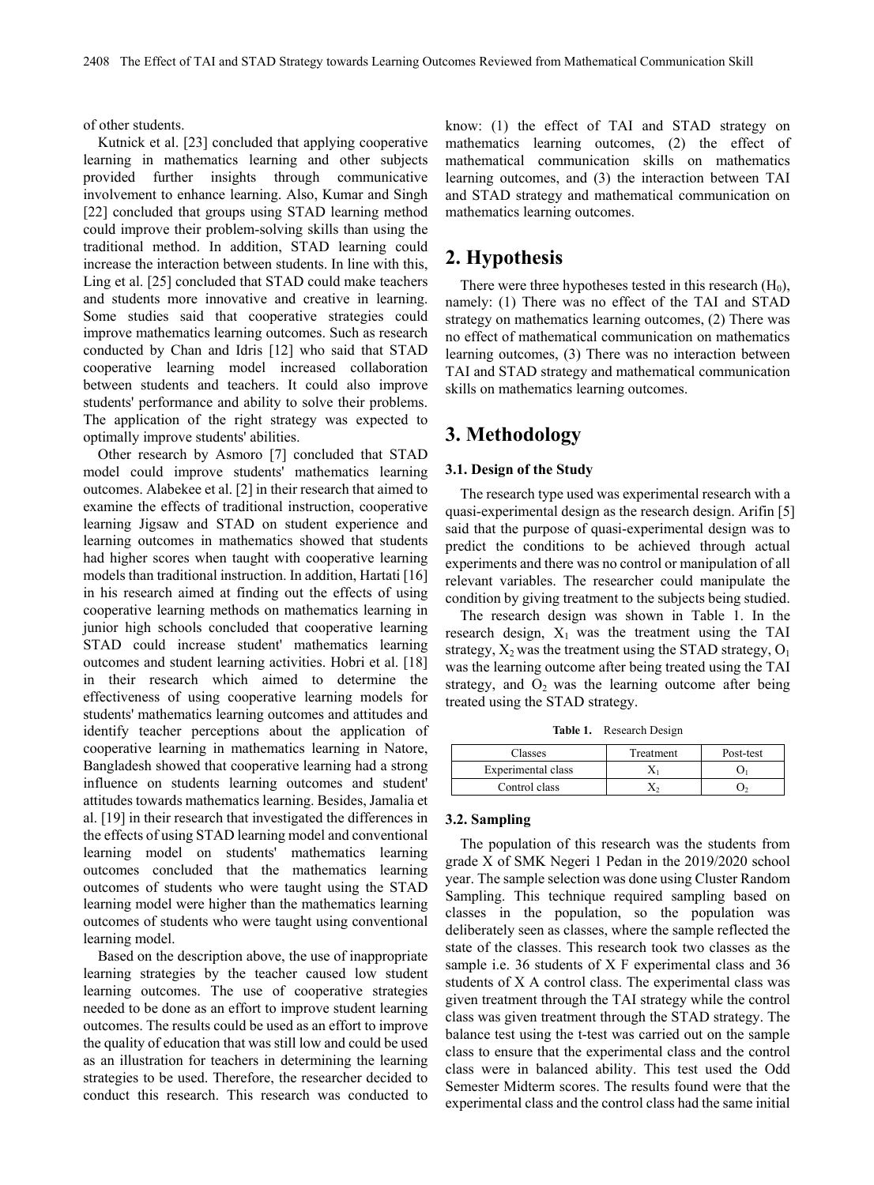of other students.

Kutnick et al. [23] concluded that applying cooperative learning in mathematics learning and other subjects provided further insights through communicative involvement to enhance learning. Also, Kumar and Singh [22] concluded that groups using STAD learning method could improve their problem-solving skills than using the traditional method. In addition, STAD learning could increase the interaction between students. In line with this, Ling et al. [25] concluded that STAD could make teachers and students more innovative and creative in learning. Some studies said that cooperative strategies could improve mathematics learning outcomes. Such as research conducted by Chan and Idris [12] who said that STAD cooperative learning model increased collaboration between students and teachers. It could also improve students' performance and ability to solve their problems. The application of the right strategy was expected to optimally improve students' abilities.

Other research by Asmoro [7] concluded that STAD model could improve students' mathematics learning outcomes. Alabekee et al. [2] in their research that aimed to examine the effects of traditional instruction, cooperative learning Jigsaw and STAD on student experience and learning outcomes in mathematics showed that students had higher scores when taught with cooperative learning models than traditional instruction. In addition, Hartati [16] in his research aimed at finding out the effects of using cooperative learning methods on mathematics learning in junior high schools concluded that cooperative learning STAD could increase student' mathematics learning outcomes and student learning activities. Hobri et al. [18] in their research which aimed to determine the effectiveness of using cooperative learning models for students' mathematics learning outcomes and attitudes and identify teacher perceptions about the application of cooperative learning in mathematics learning in Natore, Bangladesh showed that cooperative learning had a strong influence on students learning outcomes and student' attitudes towards mathematics learning. Besides, Jamalia et al. [19] in their research that investigated the differences in the effects of using STAD learning model and conventional learning model on students' mathematics learning outcomes concluded that the mathematics learning outcomes of students who were taught using the STAD learning model were higher than the mathematics learning outcomes of students who were taught using conventional learning model.

Based on the description above, the use of inappropriate learning strategies by the teacher caused low student learning outcomes. The use of cooperative strategies needed to be done as an effort to improve student learning outcomes. The results could be used as an effort to improve the quality of education that was still low and could be used as an illustration for teachers in determining the learning strategies to be used. Therefore, the researcher decided to conduct this research. This research was conducted to know: (1) the effect of TAI and STAD strategy on mathematics learning outcomes, (2) the effect of mathematical communication skills on mathematics learning outcomes, and (3) the interaction between TAI and STAD strategy and mathematical communication on mathematics learning outcomes.

## 2. Hypothesis

There were three hypotheses tested in this research ($H_0$), namely: (1) There was no effect of the TAI and STAD strategy on mathematics learning outcomes, (2) There was no effect of mathematical communication on mathematics learning outcomes, (3) There was no interaction between TAI and STAD strategy and mathematical communication skills on mathematics learning outcomes.

## 3. Methodology

### 3.1. Design of the Study

The research type used was experimental research with a quasi-experimental design as the research design. Arifin [5] said that the purpose of quasi-experimental design was to predict the conditions to be achieved through actual experiments and there was no control or manipulation of all relevant variables. The researcher could manipulate the condition by giving treatment to the subjects being studied.

The research design was shown in Table 1. In the research design, $X_1$ was the treatment using the TAI strategy, $X_2$ was the treatment using the STAD strategy, $O_1$ was the learning outcome after being treated using the TAI strategy, and $O_2$ was the learning outcome after being treated using the STAD strategy.

**Table 1.** Research Design

| Classes | Treatment | Post-test |
|---|---|---|
| Experimental class | $X_1$ | $O_1$ |
| Control class | $X_2$ | $O_2$ |

### 3.2. Sampling

The population of this research was the students from grade X of SMK Negeri 1 Pedan in the 2019/2020 school year. The sample selection was done using Cluster Random Sampling. This technique required sampling based on classes in the population, so the population was deliberately seen as classes, where the sample reflected the state of the classes. This research took two classes as the sample i.e. 36 students of X F experimental class and 36 students of X A control class. The experimental class was given treatment through the TAI strategy while the control class was given treatment through the STAD strategy. The balance test using the t-test was carried out on the sample class to ensure that the experimental class and the control class were in balanced ability. This test used the Odd Semester Midterm scores. The results found were that the experimental class and the control class had the same initial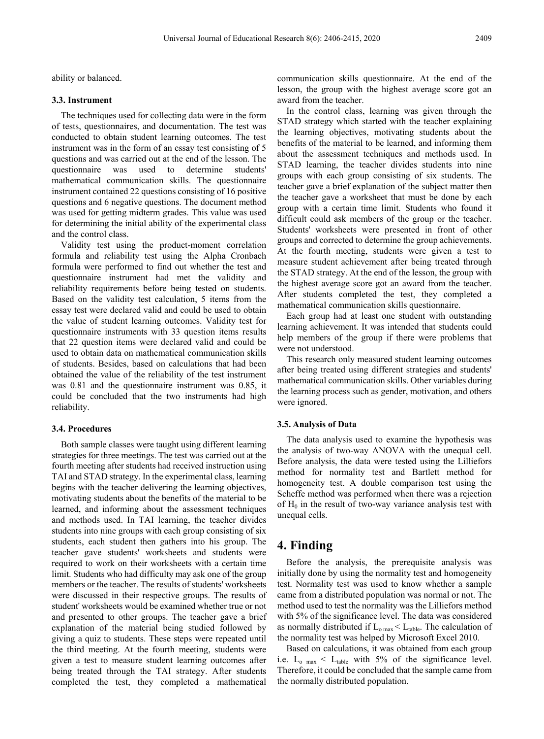ability or balanced.

### 3.3. Instrument

The techniques used for collecting data were in the form of tests, questionnaires, and documentation. The test was conducted to obtain student learning outcomes. The test instrument was in the form of an essay test consisting of 5 questions and was carried out at the end of the lesson. The questionnaire was used to determine students' mathematical communication skills. The questionnaire instrument contained 22 questions consisting of 16 positive questions and 6 negative questions. The document method was used for getting midterm grades. This value was used for determining the initial ability of the experimental class and the control class.

Validity test using the product-moment correlation formula and reliability test using the Alpha Cronbach formula were performed to find out whether the test and questionnaire instrument had met the validity and reliability requirements before being tested on students. Based on the validity test calculation, 5 items from the essay test were declared valid and could be used to obtain the value of student learning outcomes. Validity test for questionnaire instruments with 33 question items results that 22 question items were declared valid and could be used to obtain data on mathematical communication skills of students. Besides, based on calculations that had been obtained the value of the reliability of the test instrument was 0.81 and the questionnaire instrument was 0.85, it could be concluded that the two instruments had high reliability.

### 3.4. Procedures

Both sample classes were taught using different learning strategies for three meetings. The test was carried out at the fourth meeting after students had received instruction using TAI and STAD strategy. In the experimental class, learning begins with the teacher delivering the learning objectives, motivating students about the benefits of the material to be learned, and informing about the assessment techniques and methods used. In TAI learning, the teacher divides students into nine groups with each group consisting of six students, each student then gathers into his group. The teacher gave students' worksheets and students were required to work on their worksheets with a certain time limit. Students who had difficulty may ask one of the group members or the teacher. The results of students' worksheets were discussed in their respective groups. The results of student' worksheets would be examined whether true or not and presented to other groups. The teacher gave a brief explanation of the material being studied followed by giving a quiz to students. These steps were repeated until the third meeting. At the fourth meeting, students were given a test to measure student learning outcomes after being treated through the TAI strategy. After students completed the test, they completed a mathematical communication skills questionnaire. At the end of the lesson, the group with the highest average score got an award from the teacher.

In the control class, learning was given through the STAD strategy which started with the teacher explaining the learning objectives, motivating students about the benefits of the material to be learned, and informing them about the assessment techniques and methods used. In STAD learning, the teacher divides students into nine groups with each group consisting of six students. The teacher gave a brief explanation of the subject matter then the teacher gave a worksheet that must be done by each group with a certain time limit. Students who found it difficult could ask members of the group or the teacher. Students' worksheets were presented in front of other groups and corrected to determine the group achievements. At the fourth meeting, students were given a test to measure student achievement after being treated through the STAD strategy. At the end of the lesson, the group with the highest average score got an award from the teacher. After students completed the test, they completed a mathematical communication skills questionnaire.

Each group had at least one student with outstanding learning achievement. It was intended that students could help members of the group if there were problems that were not understood.

This research only measured student learning outcomes after being treated using different strategies and students' mathematical communication skills. Other variables during the learning process such as gender, motivation, and others were ignored.

### 3.5. Analysis of Data

The data analysis used to examine the hypothesis was the analysis of two-way ANOVA with the unequal cell. Before analysis, the data were tested using the Lilliefors method for normality test and Bartlett method for homogeneity test. A double comparison test using the Scheffe method was performed when there was a rejection of $H_0$ in the result of two-way variance analysis test with unequal cells.

## 4. Finding

Before the analysis, the prerequisite analysis was initially done by using the normality test and homogeneity test. Normality test was used to know whether a sample came from a distributed population was normal or not. The method used to test the normality was the Lilliefors method with 5% of the significance level. The data was considered as normally distributed if $L_{o\ max} < L_{table}$. The calculation of the normality test was helped by Microsoft Excel 2010.

Based on calculations, it was obtained from each group i.e. $L_{o\ max} < L_{table}$ with 5% of the significance level. Therefore, it could be concluded that the sample came from the normally distributed population.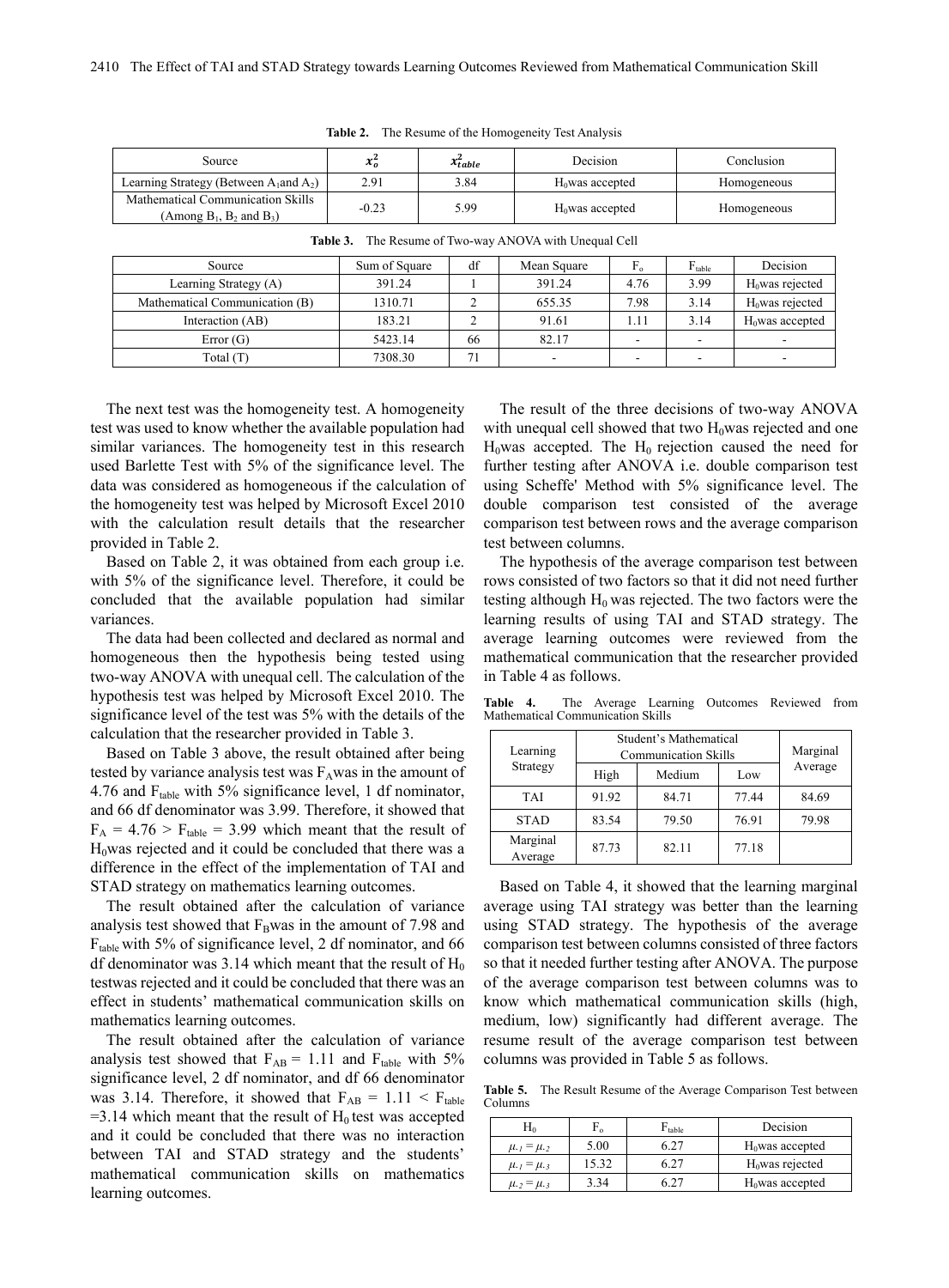**Table 2.** The Resume of the Homogeneity Test Analysis

| Source | $x_o^2$ | $x_{table}^2$ | Decision | Conclusion |
|---|---|---|---|---|
| Learning Strategy (Between $A_1$and $A_2$) | 2.91 | 3.84 | $H_0$was accepted | Homogeneous |
| Mathematical Communication Skills (Among $B_1$, $B_2$ and $B_3$) | -0.23 | 5.99 | $H_0$was accepted | Homogeneous |

**Table 3.** The Resume of Two-way ANOVA with Unequal Cell

| Source | Sum of Square | df | Mean Square | $F_o$ | $F_{table}$ | Decision |
|---|---|---|---|---|---|---|
| Learning Strategy (A) | 391.24 | 1 | 391.24 | 4.76 | 3.99 | $H_0$was rejected |
| Mathematical Communication (B) | 1310.71 | 2 | 655.35 | 7.98 | 3.14 | $H_0$was rejected |
| Interaction (AB) | 183.21 | 2 | 91.61 | 1.11 | 3.14 | $H_0$was accepted |
| Error (G) | 5423.14 | 66 | 82.17 | - | - | - |
| Total (T) | 7308.30 | 71 | - | - | - | - |

The next test was the homogeneity test. A homogeneity test was used to know whether the available population had similar variances. The homogeneity test in this research used Barlette Test with 5% of the significance level. The data was considered as homogeneous if the calculation of the homogeneity test was helped by Microsoft Excel 2010 with the calculation result details that the researcher provided in Table 2.

Based on Table 2, it was obtained from each group i.e. with 5% of the significance level. Therefore, it could be concluded that the available population had similar variances.

The data had been collected and declared as normal and homogeneous then the hypothesis being tested using two-way ANOVA with unequal cell. The calculation of the hypothesis test was helped by Microsoft Excel 2010. The significance level of the test was 5% with the details of the calculation that the researcher provided in Table 3.

Based on Table 3 above, the result obtained after being tested by variance analysis test was $F_A$was in the amount of 4.76 and $F_{table}$ with 5% significance level, 1 df nominator, and 66 df denominator was 3.99. Therefore, it showed that $F_A = 4.76 > F_{table} = 3.99$ which meant that the result of $H_0$was rejected and it could be concluded that there was a difference in the effect of the implementation of TAI and STAD strategy on mathematics learning outcomes.

The result obtained after the calculation of variance analysis test showed that $F_B$was in the amount of 7.98 and $F_{table}$ with 5% of significance level, 2 df nominator, and 66 df denominator was 3.14 which meant that the result of $H_0$ testwas rejected and it could be concluded that there was an effect in students' mathematical communication skills on mathematics learning outcomes.

The result obtained after the calculation of variance analysis test showed that $F_{AB} = 1.11$ and $F_{table}$ with 5% significance level, 2 df nominator, and df 66 denominator was 3.14. Therefore, it showed that $F_{AB} = 1.11 < F_{table} = 3.14$ which meant that the result of $H_0$ test was accepted and it could be concluded that there was no interaction between TAI and STAD strategy and the students' mathematical communication skills on mathematics learning outcomes.

The result of the three decisions of two-way ANOVA with unequal cell showed that two $H_0$was rejected and one $H_0$was accepted. The $H_0$ rejection caused the need for further testing after ANOVA i.e. double comparison test using Scheffe' Method with 5% significance level. The double comparison test consisted of the average comparison test between rows and the average comparison test between columns.

The hypothesis of the average comparison test between rows consisted of two factors so that it did not need further testing although $H_0$ was rejected. The two factors were the learning results of using TAI and STAD strategy. The average learning outcomes were reviewed from the mathematical communication that the researcher provided in Table 4 as follows.

**Table 4.** The Average Learning Outcomes Reviewed from Mathematical Communication Skills

| Learning Strategy | Student's Mathematical Communication Skills | | | Marginal Average |
|---|---|---|---|---|
| | High | Medium | Low | |
| TAI | 91.92 | 84.71 | 77.44 | 84.69 |
| STAD | 83.54 | 79.50 | 76.91 | 79.98 |
| Marginal Average | 87.73 | 82.11 | 77.18 | |

Based on Table 4, it showed that the learning marginal average using TAI strategy was better than the learning using STAD strategy. The hypothesis of the average comparison test between columns consisted of three factors so that it needed further testing after ANOVA. The purpose of the average comparison test between columns was to know which mathematical communication skills (high, medium, low) significantly had different average. The resume result of the average comparison test between columns was provided in Table 5 as follows.

**Table 5.** The Result Resume of the Average Comparison Test between Columns

| $H_0$ | $F_o$ | $F_{table}$ | Decision |
|---|---|---|---|
| $\mu_{.1} = \mu_{.2}$ | 5.00 | 6.27 | $H_0$was accepted |
| $\mu_{.1} = \mu_{.3}$ | 15.32 | 6.27 | $H_0$was rejected |
| $\mu_{.2} = \mu_{.3}$ | 3.34 | 6.27 | $H_0$was accepted |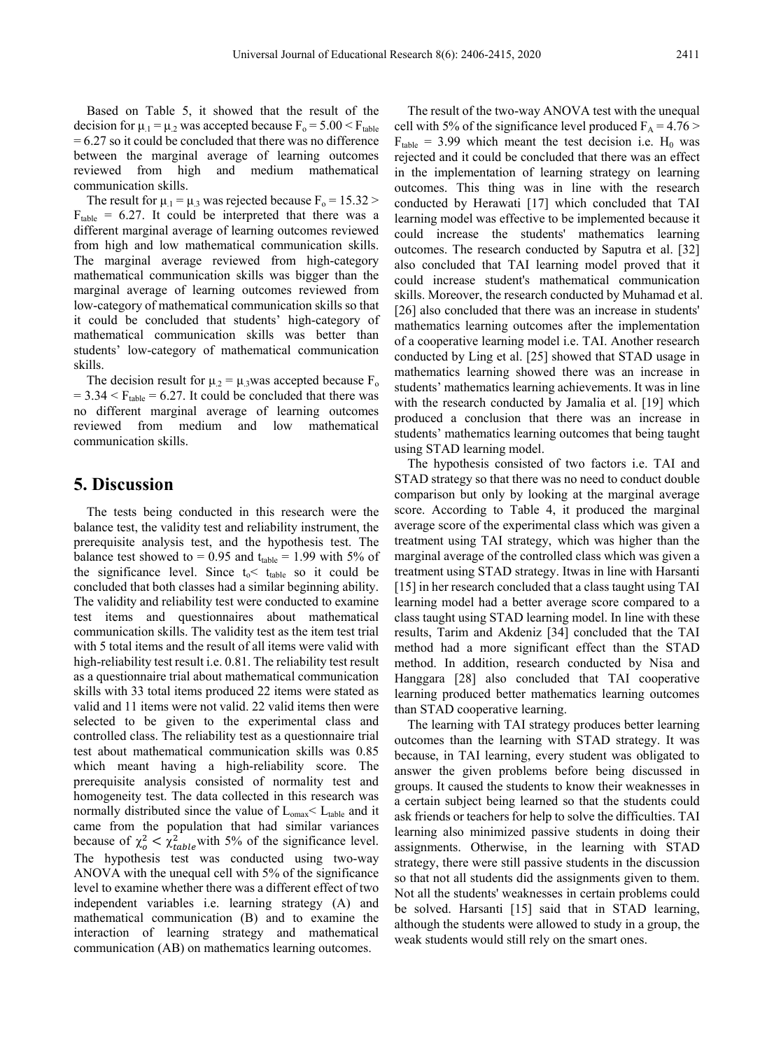Based on Table 5, it showed that the result of the decision for $\mu_{.1} = \mu_{.2}$ was accepted because $F_o = 5.00 < F_{table} = 6.27$ so it could be concluded that there was no difference between the marginal average of learning outcomes reviewed from high and medium mathematical communication skills.

The result for $\mu_{.1} = \mu_{.3}$ was rejected because $F_o = 15.32 > F_{table} = 6.27$. It could be interpreted that there was a different marginal average of learning outcomes reviewed from high and low mathematical communication skills. The marginal average reviewed from high-category mathematical communication skills was bigger than the marginal average of learning outcomes reviewed from low-category of mathematical communication skills so that it could be concluded that students' high-category of mathematical communication skills was better than students' low-category of mathematical communication skills.

The decision result for $\mu_{.2} = \mu_{.3}$was accepted because $F_o = 3.34 < F_{table} = 6.27$. It could be concluded that there was no different marginal average of learning outcomes reviewed from medium and low mathematical communication skills.

## 5. Discussion

The tests being conducted in this research were the balance test, the validity test and reliability instrument, the prerequisite analysis test, and the hypothesis test. The balance test showed to = 0.95 and $t_{table} = 1.99$ with 5% of the significance level. Since $t_o < t_{table}$ so it could be concluded that both classes had a similar beginning ability. The validity and reliability test were conducted to examine test items and questionnaires about mathematical communication skills. The validity test as the item test trial with 5 total items and the result of all items were valid with high-reliability test result i.e. 0.81. The reliability test result as a questionnaire trial about mathematical communication skills with 33 total items produced 22 items were stated as valid and 11 items were not valid. 22 valid items then were selected to be given to the experimental class and controlled class. The reliability test as a questionnaire trial test about mathematical communication skills was 0.85 which meant having a high-reliability score. The prerequisite analysis consisted of normality test and homogeneity test. The data collected in this research was normally distributed since the value of $L_{omax} < L_{table}$ and it came from the population that had similar variances because of $\chi_o^2 < \chi_{table}^2$with 5% of the significance level. The hypothesis test was conducted using two-way ANOVA with the unequal cell with 5% of the significance level to examine whether there was a different effect of two independent variables i.e. learning strategy (A) and mathematical communication (B) and to examine the interaction of learning strategy and mathematical communication (AB) on mathematics learning outcomes.

The result of the two-way ANOVA test with the unequal cell with 5% of the significance level produced $F_A = 4.76 > F_{table} = 3.99$ which meant the test decision i.e. $H_0$ was rejected and it could be concluded that there was an effect in the implementation of learning strategy on learning outcomes. This thing was in line with the research conducted by Herawati [17] which concluded that TAI learning model was effective to be implemented because it could increase the students' mathematics learning outcomes. The research conducted by Saputra et al. [32] also concluded that TAI learning model proved that it could increase student's mathematical communication skills. Moreover, the research conducted by Muhamad et al. [26] also concluded that there was an increase in students' mathematics learning outcomes after the implementation of a cooperative learning model i.e. TAI. Another research conducted by Ling et al. [25] showed that STAD usage in mathematics learning showed there was an increase in students' mathematics learning achievements. It was in line with the research conducted by Jamalia et al. [19] which produced a conclusion that there was an increase in students' mathematics learning outcomes that being taught using STAD learning model.

The hypothesis consisted of two factors i.e. TAI and STAD strategy so that there was no need to conduct double comparison but only by looking at the marginal average score. According to Table 4, it produced the marginal average score of the experimental class which was given a treatment using TAI strategy, which was higher than the marginal average of the controlled class which was given a treatment using STAD strategy. Itwas in line with Harsanti [15] in her research concluded that a class taught using TAI learning model had a better average score compared to a class taught using STAD learning model. In line with these results, Tarim and Akdeniz [34] concluded that the TAI method had a more significant effect than the STAD method. In addition, research conducted by Nisa and Hanggara [28] also concluded that TAI cooperative learning produced better mathematics learning outcomes than STAD cooperative learning.

The learning with TAI strategy produces better learning outcomes than the learning with STAD strategy. It was because, in TAI learning, every student was obligated to answer the given problems before being discussed in groups. It caused the students to know their weaknesses in a certain subject being learned so that the students could ask friends or teachers for help to solve the difficulties. TAI learning also minimized passive students in doing their assignments. Otherwise, in the learning with STAD strategy, there were still passive students in the discussion so that not all students did the assignments given to them. Not all the students' weaknesses in certain problems could be solved. Harsanti [15] said that in STAD learning, although the students were allowed to study in a group, the weak students would still rely on the smart ones.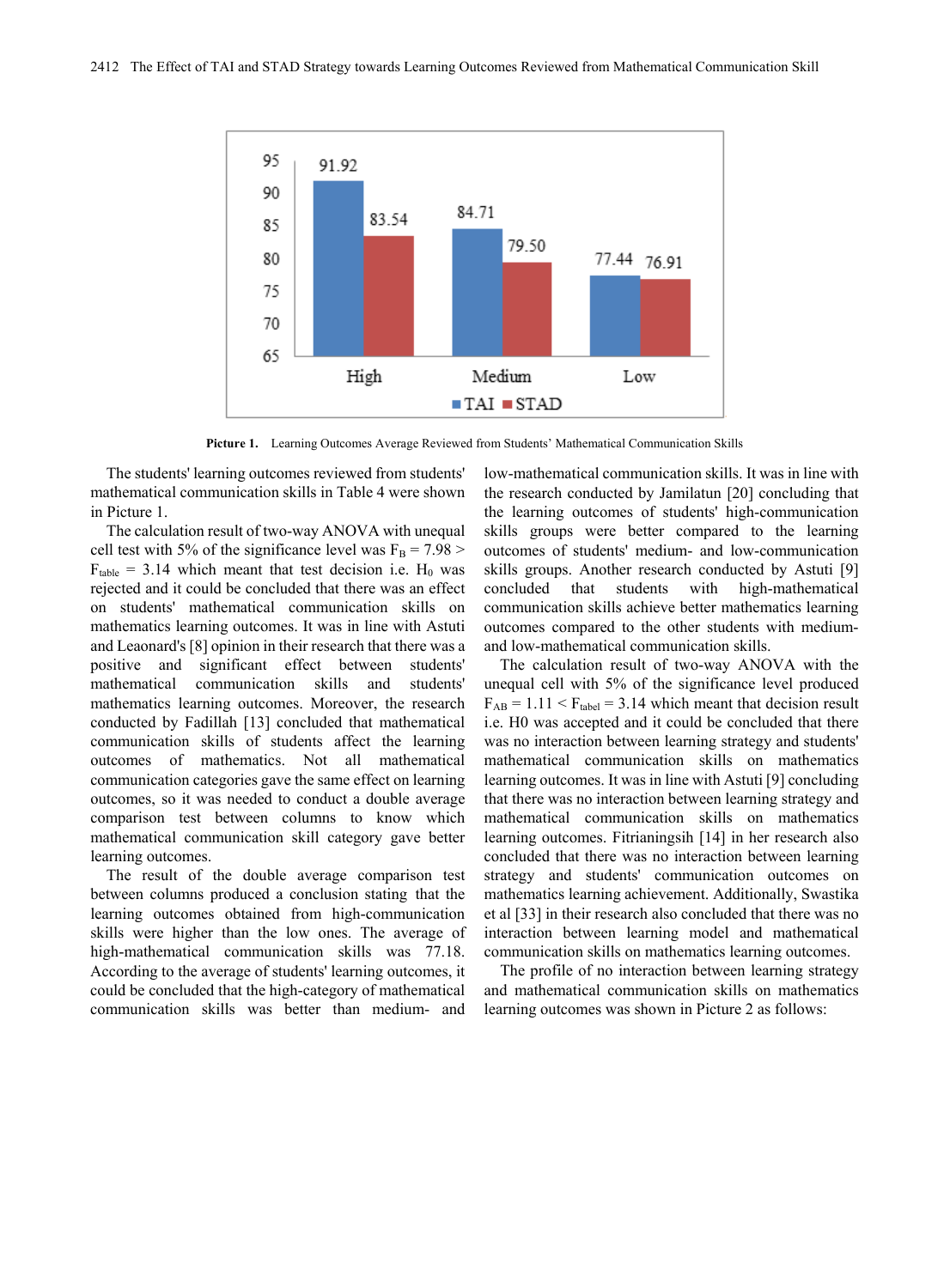Picture 1. Learning Outcomes Average Reviewed from Students' Mathematical Communication Skills

The students' learning outcomes reviewed from students' mathematical communication skills in Table 4 were shown in Picture 1.

The calculation result of two-way ANOVA with unequal cell test with 5% of the significance level was $F_B = 7.98 > F_{table} = 3.14$ which meant that test decision i.e. $H_0$ was rejected and it could be concluded that there was an effect on students' mathematical communication skills on mathematics learning outcomes. It was in line with Astuti and Leaonard's [8] opinion in their research that there was a positive and significant effect between students' mathematical communication skills and students' mathematics learning outcomes. Moreover, the research conducted by Fadillah [13] concluded that mathematical communication skills of students affect the learning outcomes of mathematics. Not all mathematical communication categories gave the same effect on learning outcomes, so it was needed to conduct a double average comparison test between columns to know which mathematical communication skill category gave better learning outcomes.

The result of the double average comparison test between columns produced a conclusion stating that the learning outcomes obtained from high-communication skills were higher than the low ones. The average of high-mathematical communication skills was 77.18. According to the average of students' learning outcomes, it could be concluded that the high-category of mathematical communication skills was better than medium- and low-mathematical communication skills. It was in line with the research conducted by Jamilatun [20] concluding that the learning outcomes of students' high-communication skills groups were better compared to the learning outcomes of students' medium- and low-communication skills groups. Another research conducted by Astuti [9] concluded that students with high-mathematical communication skills achieve better mathematics learning outcomes compared to the other students with medium- and low-mathematical communication skills.

The calculation result of two-way ANOVA with the unequal cell with 5% of the significance level produced $F_{AB} = 1.11 < F_{tabel} = 3.14$ which meant that decision result i.e. H0 was accepted and it could be concluded that there was no interaction between learning strategy and students' mathematical communication skills on mathematics learning outcomes. It was in line with Astuti [9] concluding that there was no interaction between learning strategy and mathematical communication skills on mathematics learning outcomes. Fitrianingsih [14] in her research also concluded that there was no interaction between learning strategy and students' communication outcomes on mathematics learning achievement. Additionally, Swastika et al [33] in their research also concluded that there was no interaction between learning model and mathematical communication skills on mathematics learning outcomes.

The profile of no interaction between learning strategy and mathematical communication skills on mathematics learning outcomes was shown in Picture 2 as follows: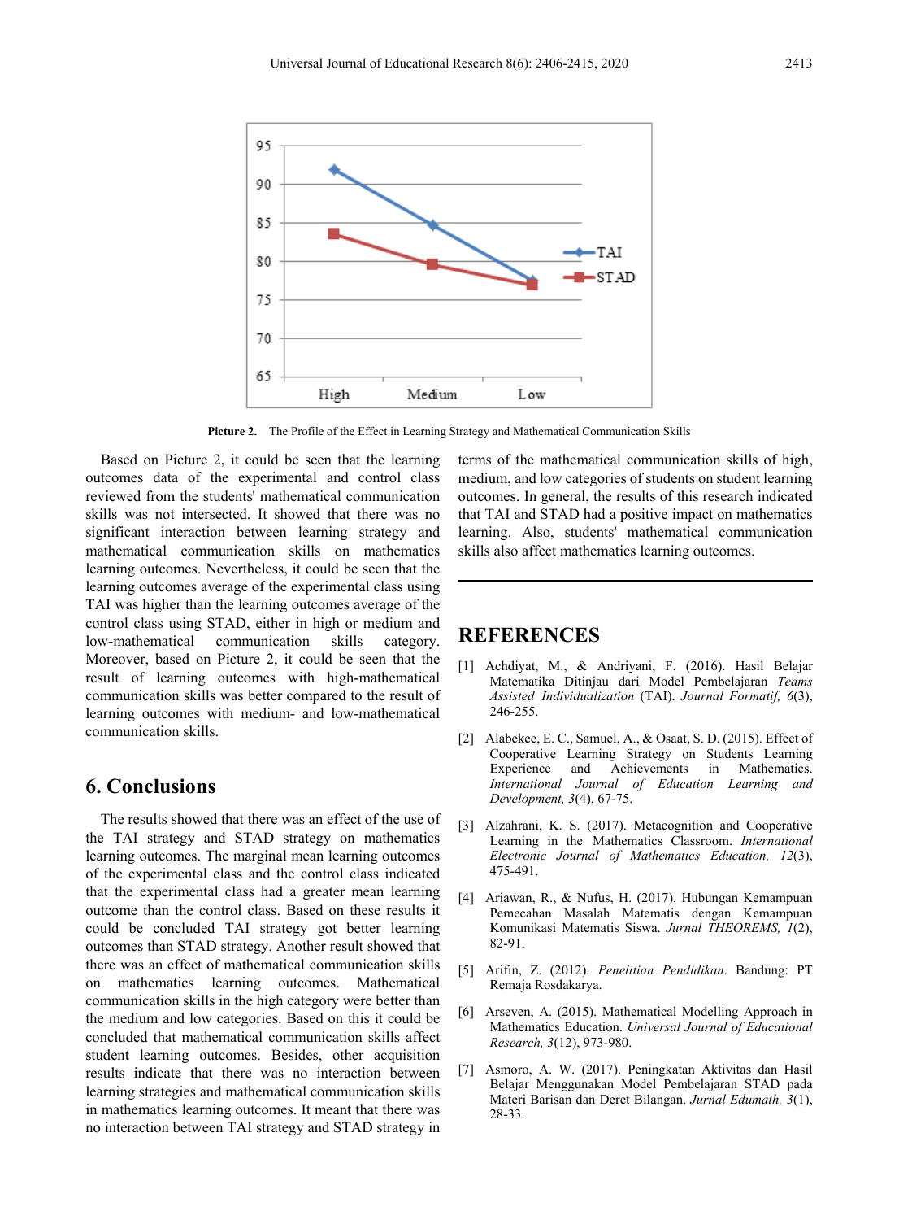Picture 2. The Profile of the Effect in Learning Strategy and Mathematical Communication Skills

Based on Picture 2, it could be seen that the learning outcomes data of the experimental and control class reviewed from the students' mathematical communication skills was not intersected. It showed that there was no significant interaction between learning strategy and mathematical communication skills on mathematics learning outcomes. Nevertheless, it could be seen that the learning outcomes average of the experimental class using TAI was higher than the learning outcomes average of the control class using STAD, either in high or medium and low-mathematical communication skills category. Moreover, based on Picture 2, it could be seen that the result of learning outcomes with high-mathematical communication skills was better compared to the result of learning outcomes with medium- and low-mathematical communication skills.

## 6. Conclusions

The results showed that there was an effect of the use of the TAI strategy and STAD strategy on mathematics learning outcomes. The marginal mean learning outcomes of the experimental class and the control class indicated that the experimental class had a greater mean learning outcome than the control class. Based on these results it could be concluded TAI strategy got better learning outcomes than STAD strategy. Another result showed that there was an effect of mathematical communication skills on mathematics learning outcomes. Mathematical communication skills in the high category were better than the medium and low categories. Based on this it could be concluded that mathematical communication skills affect student learning outcomes. Besides, other acquisition results indicate that there was no interaction between learning strategies and mathematical communication skills in mathematics learning outcomes. It meant that there was no interaction between TAI strategy and STAD strategy in terms of the mathematical communication skills of high, medium, and low categories of students on student learning outcomes. In general, the results of this research indicated that TAI and STAD had a positive impact on mathematics learning. Also, students' mathematical communication skills also affect mathematics learning outcomes.

## REFERENCES

[1] Achdiyat, M., & Andriyani, F. (2016). Hasil Belajar Matematika Ditinjau dari Model Pembelajaran *Teams Assisted Individualization* (TAI). *Journal Formatif, 6*(3), 246-255.

[2] Alabekee, E. C., Samuel, A., & Osaat, S. D. (2015). Effect of Cooperative Learning Strategy on Students Learning Experience and Achievements in Mathematics. *International Journal of Education Learning and Development, 3*(4), 67-75.

[3] Alzahrani, K. S. (2017). Metacognition and Cooperative Learning in the Mathematics Classroom. *International Electronic Journal of Mathematics Education, 12*(3), 475-491.

[4] Ariawan, R., & Nufus, H. (2017). Hubungan Kemampuan Pemecahan Masalah Matematis dengan Kemampuan Komunikasi Matematis Siswa. *Jurnal THEOREMS, 1*(2), 82-91.

[5] Arifin, Z. (2012). *Penelitian Pendidikan*. Bandung: PT Remaja Rosdakarya.

[6] Arseven, A. (2015). Mathematical Modelling Approach in Mathematics Education. *Universal Journal of Educational Research, 3*(12), 973-980.

[7] Asmoro, A. W. (2017). Peningkatan Aktivitas dan Hasil Belajar Menggunakan Model Pembelajaran STAD pada Materi Barisan dan Deret Bilangan. *Jurnal Edumath, 3*(1), 28-33.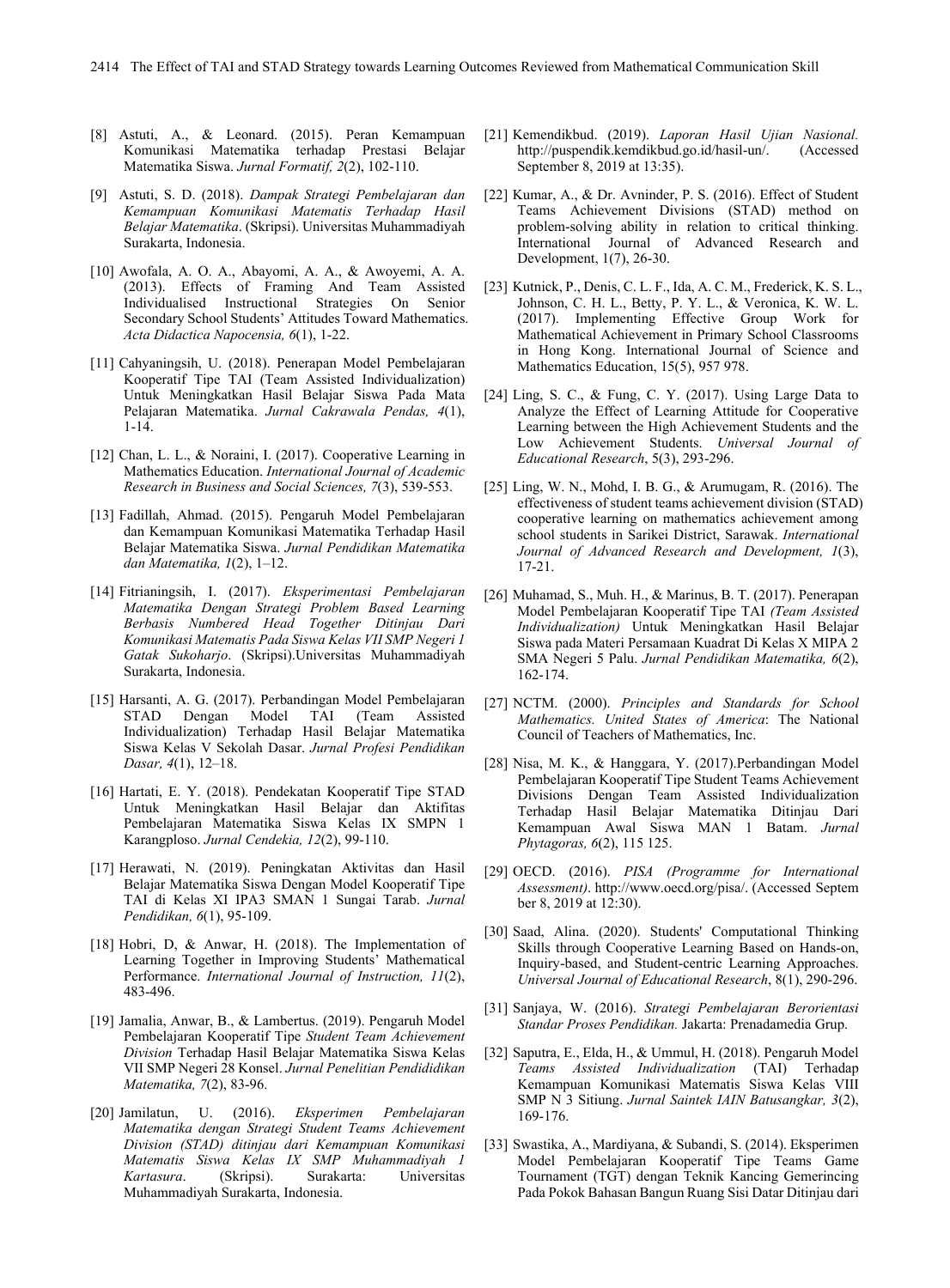[8] Astuti, A., & Leonard. (2015). Peran Kemampuan Komunikasi Matematika terhadap Prestasi Belajar Matematika Siswa. *Jurnal Formatif, 2*(2), 102-110.

[9] Astuti, S. D. (2018). *Dampak Strategi Pembelajaran dan Kemampuan Komunikasi Matematis Terhadap Hasil Belajar Matematika*. (Skripsi). Universitas Muhammadiyah Surakarta, Indonesia.

[10] Awofala, A. O. A., Abayomi, A. A., & Awoyemi, A. A. (2013). Effects of Framing And Team Assisted Individualised Instructional Strategies On Senior Secondary School Students' Attitudes Toward Mathematics. *Acta Didactica Napocensia, 6*(1), 1-22.

[11] Cahyaningsih, U. (2018). Penerapan Model Pembelajaran Kooperatif Tipe TAI (Team Assisted Individualization) Untuk Meningkatkan Hasil Belajar Siswa Pada Mata Pelajaran Matematika. *Jurnal Cakrawala Pendas, 4*(1), 1-14.

[12] Chan, L. L., & Noraini, I. (2017). Cooperative Learning in Mathematics Education. *International Journal of Academic Research in Business and Social Sciences, 7*(3), 539-553.

[13] Fadillah, Ahmad. (2015). Pengaruh Model Pembelajaran dan Kemampuan Komunikasi Matematika Terhadap Hasil Belajar Matematika Siswa. *Jurnal Pendidikan Matematika dan Matematika, 1*(2), 1–12.

[14] Fitrianingsih, I. (2017). *Eksperimentasi Pembelajaran Matematika Dengan Strategi Problem Based Learning Berbasis Numbered Head Together Ditinjau Dari Komunikasi Matematis Pada Siswa Kelas VII SMP Negeri 1 Gatak Sukoharjo*. (Skripsi).Universitas Muhammadiyah Surakarta, Indonesia.

[15] Harsanti, A. G. (2017). Perbandingan Model Pembelajaran STAD Dengan Model TAI (Team Assisted Individualization) Terhadap Hasil Belajar Matematika Siswa Kelas V Sekolah Dasar. *Jurnal Profesi Pendidikan Dasar, 4*(1), 12–18.

[16] Hartati, E. Y. (2018). Pendekatan Kooperatif Tipe STAD Untuk Meningkatkan Hasil Belajar dan Aktifitas Pembelajaran Matematika Siswa Kelas IX SMPN 1 Karangploso. *Jurnal Cendekia, 12*(2), 99-110.

[17] Herawati, N. (2019). Peningkatan Aktivitas dan Hasil Belajar Matematika Siswa Dengan Model Kooperatif Tipe TAI di Kelas XI IPA3 SMAN 1 Sungai Tarab. *Jurnal Pendidikan, 6*(1), 95-109.

[18] Hobri, D, & Anwar, H. (2018). The Implementation of Learning Together in Improving Students' Mathematical Performance. *International Journal of Instruction, 11*(2), 483-496.

[19] Jamalia, Anwar, B., & Lambertus. (2019). Pengaruh Model Pembelajaran Kooperatif Tipe *Student Team Achievement Division* Terhadap Hasil Belajar Matematika Siswa Kelas VII SMP Negeri 28 Konsel. *Jurnal Penelitian Pendididikan Matematika, 7*(2), 83-96.

[20] Jamilatun, U. (2016). *Eksperimen Pembelajaran Matematika dengan Strategi Student Teams Achievement Division (STAD) ditinjau dari Kemampuan Komunikasi Matematis Siswa Kelas IX SMP Muhammadiyah 1 Kartasura*. (Skripsi). Surakarta: Universitas Muhammadiyah Surakarta, Indonesia.

[21] Kemendikbud. (2019). *Laporan Hasil Ujian Nasional.* http://puspendik.kemdikbud.go.id/hasil-un/. (Accessed September 8, 2019 at 13:35).

[22] Kumar, A., & Dr. Avninder, P. S. (2016). Effect of Student Teams Achievement Divisions (STAD) method on problem-solving ability in relation to critical thinking. International Journal of Advanced Research and Development, 1(7), 26-30.

[23] Kutnick, P., Denis, C. L. F., Ida, A. C. M., Frederick, K. S. L., Johnson, C. H. L., Betty, P. Y. L., & Veronica, K. W. L. (2017). Implementing Effective Group Work for Mathematical Achievement in Primary School Classrooms in Hong Kong. International Journal of Science and Mathematics Education, 15(5), 957 978.

[24] Ling, S. C., & Fung, C. Y. (2017). Using Large Data to Analyze the Effect of Learning Attitude for Cooperative Learning between the High Achievement Students and the Low Achievement Students. *Universal Journal of Educational Research*, 5(3), 293-296.

[25] Ling, W. N., Mohd, I. B. G., & Arumugam, R. (2016). The effectiveness of student teams achievement division (STAD) cooperative learning on mathematics achievement among school students in Sarikei District, Sarawak. *International Journal of Advanced Research and Development, 1*(3), 17-21.

[26] Muhamad, S., Muh. H., & Marinus, B. T. (2017). Penerapan Model Pembelajaran Kooperatif Tipe TAI *(Team Assisted Individualization)* Untuk Meningkatkan Hasil Belajar Siswa pada Materi Persamaan Kuadrat Di Kelas X MIPA 2 SMA Negeri 5 Palu. *Jurnal Pendidikan Matematika, 6*(2), 162-174.

[27] NCTM. (2000). *Principles and Standards for School Mathematics. United States of America*: The National Council of Teachers of Mathematics, Inc.

[28] Nisa, M. K., & Hanggara, Y. (2017).Perbandingan Model Pembelajaran Kooperatif Tipe Student Teams Achievement Divisions Dengan Team Assisted Individualization Terhadap Hasil Belajar Matematika Ditinjau Dari Kemampuan Awal Siswa MAN 1 Batam. *Jurnal Phytagoras, 6*(2), 115 125.

[29] OECD. (2016). *PISA (Programme for International Assessment)*. http://www.oecd.org/pisa/. (Accessed September 8, 2019 at 12:30).

[30] Saad, Alina. (2020). Students' Computational Thinking Skills through Cooperative Learning Based on Hands-on, Inquiry-based, and Student-centric Learning Approaches. *Universal Journal of Educational Research*, 8(1), 290-296.

[31] Sanjaya, W. (2016). *Strategi Pembelajaran Berorientasi Standar Proses Pendidikan.* Jakarta: Prenadamedia Grup.

[32] Saputra, E., Elda, H., & Ummul, H. (2018). Pengaruh Model *Teams Assisted Individualization* (TAI) Terhadap Kemampuan Komunikasi Matematis Siswa Kelas VIII SMP N 3 Sitiung. *Jurnal Saintek IAIN Batusangkar, 3*(2), 169-176.

[33] Swastika, A., Mardiyana, & Subandi, S. (2014). Eksperimen Model Pembelajaran Kooperatif Tipe Teams Game Tournament (TGT) dengan Teknik Kancing Gemerincing Pada Pokok Bahasan Bangun Ruang Sisi Datar Ditinjau dari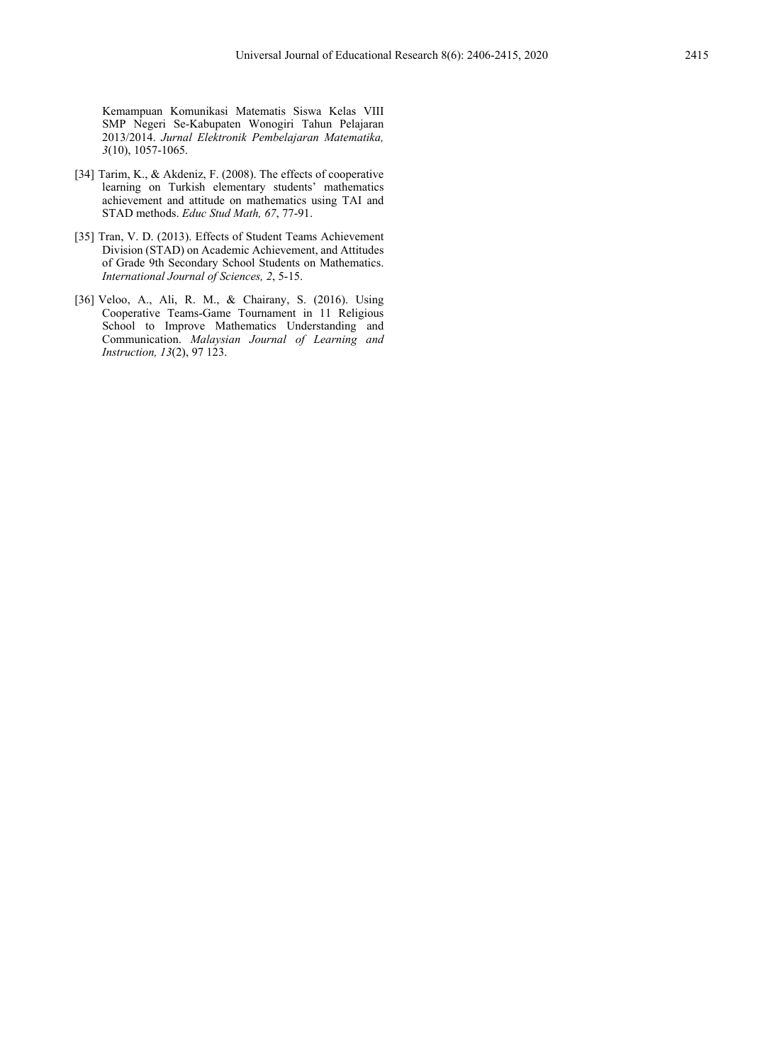Kemampuan Komunikasi Matematis Siswa Kelas VIII SMP Negeri Se-Kabupaten Wonogiri Tahun Pelajaran 2013/2014. *Jurnal Elektronik Pembelajaran Matematika, 3*(10), 1057-1065.

[34] Tarim, K., & Akdeniz, F. (2008). The effects of cooperative learning on Turkish elementary students' mathematics achievement and attitude on mathematics using TAI and STAD methods. *Educ Stud Math, 67*, 77-91.

[35] Tran, V. D. (2013). Effects of Student Teams Achievement Division (STAD) on Academic Achievement, and Attitudes of Grade 9th Secondary School Students on Mathematics. *International Journal of Sciences, 2*, 5-15.

[36] Veloo, A., Ali, R. M., & Chairany, S. (2016). Using Cooperative Teams-Game Tournament in 11 Religious School to Improve Mathematics Understanding and Communication. *Malaysian Journal of Learning and Instruction, 13*(2), 97 123.